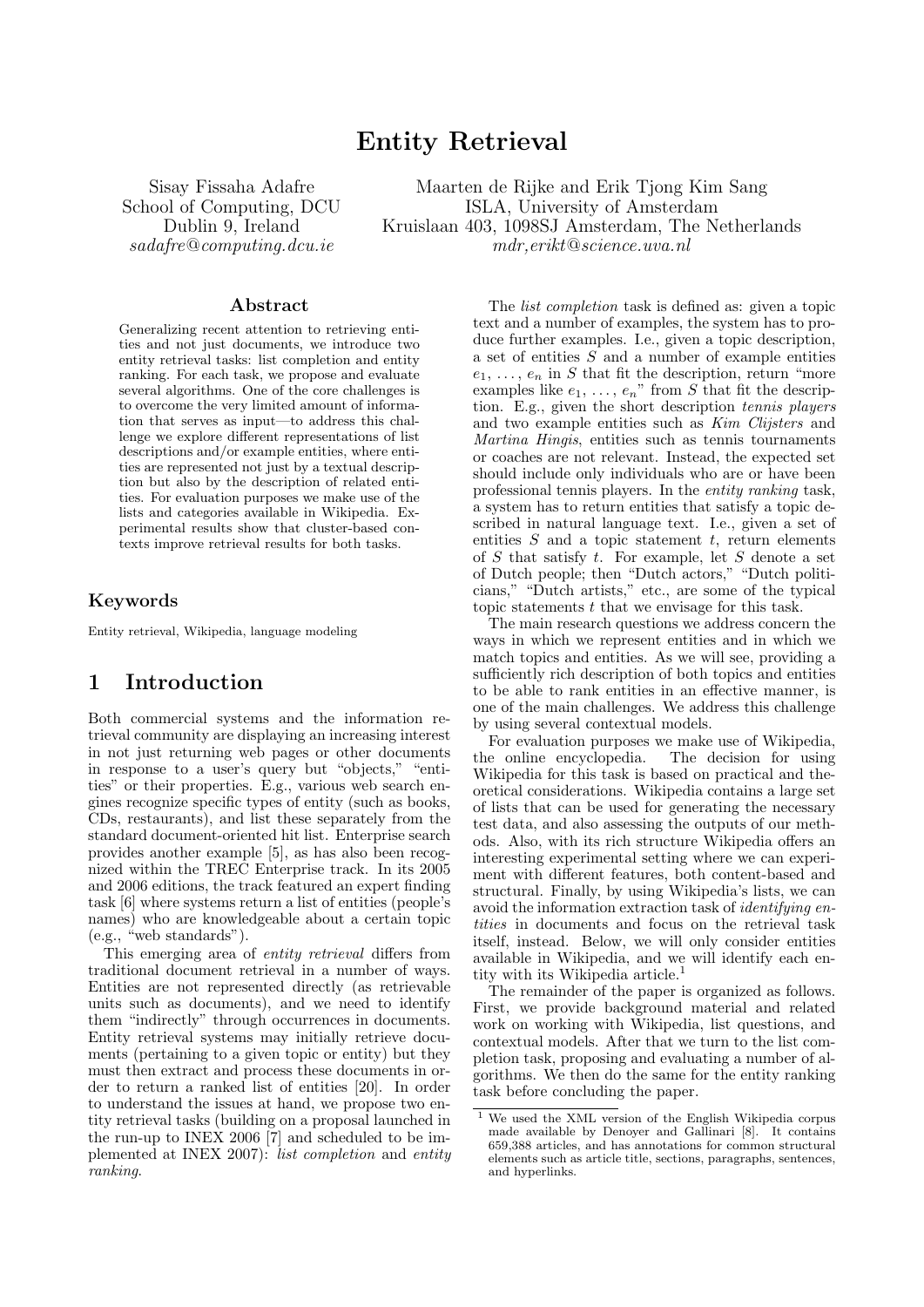# Entity Retrieval

Sisay Fissaha Adafre
School of Computing, DCU
Dublin 9, Ireland
*sadafre@computing.dcu.ie*

Maarten de Rijke and Erik Tjong Kim Sang
ISLA, University of Amsterdam
Kruislaan 403, 1098SJ Amsterdam, The Netherlands
*mdr,erikt@science.uva.nl*

## Abstract

Generalizing recent attention to retrieving entities and not just documents, we introduce two entity retrieval tasks: list completion and entity ranking. For each task, we propose and evaluate several algorithms. One of the core challenges is to overcome the very limited amount of information that serves as input—to address this challenge we explore different representations of list descriptions and/or example entities, where entities are represented not just by a textual description but also by the description of related entities. For evaluation purposes we make use of the lists and categories available in Wikipedia. Experimental results show that cluster-based contexts improve retrieval results for both tasks.

## Keywords

Entity retrieval, Wikipedia, language modeling

## 1 Introduction

Both commercial systems and the information retrieval community are displaying an increasing interest in not just returning web pages or other documents in response to a user's query but "objects," "entities" or their properties. E.g., various web search engines recognize specific types of entity (such as books, CDs, restaurants), and list these separately from the standard document-oriented hit list. Enterprise search provides another example [5], as has also been recognized within the TREC Enterprise track. In its 2005 and 2006 editions, the track featured an expert finding task [6] where systems return a list of entities (people's names) who are knowledgeable about a certain topic (e.g., "web standards").

This emerging area of *entity retrieval* differs from traditional document retrieval in a number of ways. Entities are not represented directly (as retrievable units such as documents), and we need to identify them "indirectly" through occurrences in documents. Entity retrieval systems may initially retrieve documents (pertaining to a given topic or entity) but they must then extract and process these documents in order to return a ranked list of entities [20]. In order to understand the issues at hand, we propose two entity retrieval tasks (building on a proposal launched in the run-up to INEX 2006 [7] and scheduled to be implemented at INEX 2007): *list completion* and *entity ranking*.

The *list completion* task is defined as: given a topic text and a number of examples, the system has to produce further examples. I.e., given a topic description, a set of entities $S$ and a number of example entities $e_1, \ldots, e_n$ in $S$ that fit the description, return "more examples like $e_1, \ldots, e_n$" from $S$ that fit the description. E.g., given the short description *tennis players* and two example entities such as *Kim Clijsters* and *Martina Hingis*, entities such as tennis tournaments or coaches are not relevant. Instead, the expected set should include only individuals who are or have been professional tennis players. In the *entity ranking* task, a system has to return entities that satisfy a topic described in natural language text. I.e., given a set of entities $S$ and a topic statement $t$, return elements of $S$ that satisfy $t$. For example, let $S$ denote a set of Dutch people; then "Dutch actors," "Dutch politicians," "Dutch artists," etc., are some of the typical topic statements $t$ that we envisage for this task.

The main research questions we address concern the ways in which we represent entities and in which we match topics and entities. As we will see, providing a sufficiently rich description of both topics and entities to be able to rank entities in an effective manner, is one of the main challenges. We address this challenge by using several contextual models.

For evaluation purposes we make use of Wikipedia, the online encyclopedia. The decision for using Wikipedia for this task is based on practical and theoretical considerations. Wikipedia contains a large set of lists that can be used for generating the necessary test data, and also assessing the outputs of our methods. Also, with its rich structure Wikipedia offers an interesting experimental setting where we can experiment with different features, both content-based and structural. Finally, by using Wikipedia's lists, we can avoid the information extraction task of *identifying entities* in documents and focus on the retrieval task itself, instead. Below, we will only consider entities available in Wikipedia, and we will identify each entity with its Wikipedia article.[1]

The remainder of the paper is organized as follows. First, we provide background material and related work on working with Wikipedia, list questions, and contextual models. After that we turn to the list completion task, proposing and evaluating a number of algorithms. We then do the same for the entity ranking task before concluding the paper.

[1] We used the XML version of the English Wikipedia corpus made available by Denoyer and Gallinari [8]. It contains 659,388 articles, and has annotations for common structural elements such as article title, sections, paragraphs, sentences, and hyperlinks.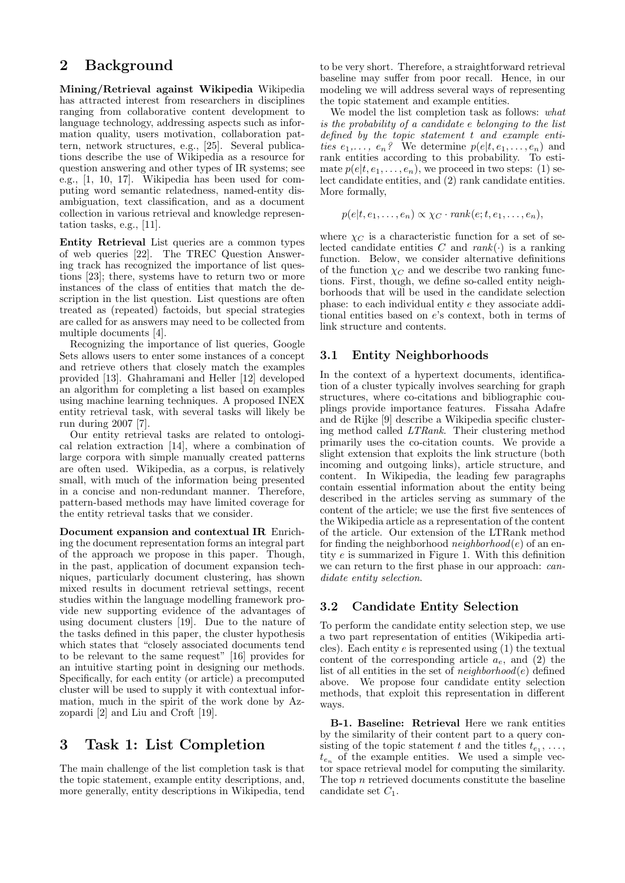## 2 Background

**Mining/Retrieval against Wikipedia** Wikipedia has attracted interest from researchers in disciplines ranging from collaborative content development to language technology, addressing aspects such as information quality, users motivation, collaboration pattern, network structures, e.g., [25]. Several publications describe the use of Wikipedia as a resource for question answering and other types of IR systems; see e.g., [1, 10, 17]. Wikipedia has been used for computing word semantic relatedness, named-entity disambiguation, text classification, and as a document collection in various retrieval and knowledge representation tasks, e.g., [11].

**Entity Retrieval** List queries are a common types of web queries [22]. The TREC Question Answering track has recognized the importance of list questions [23]; there, systems have to return two or more instances of the class of entities that match the description in the list question. List questions are often treated as (repeated) factoids, but special strategies are called for as answers may need to be collected from multiple documents [4].

Recognizing the importance of list queries, Google Sets allows users to enter some instances of a concept and retrieve others that closely match the examples provided [13]. Ghahramani and Heller [12] developed an algorithm for completing a list based on examples using machine learning techniques. A proposed INEX entity retrieval task, with several tasks will likely be run during 2007 [7].

Our entity retrieval tasks are related to ontological relation extraction [14], where a combination of large corpora with simple manually created patterns are often used. Wikipedia, as a corpus, is relatively small, with much of the information being presented in a concise and non-redundant manner. Therefore, pattern-based methods may have limited coverage for the entity retrieval tasks that we consider.

**Document expansion and contextual IR** Enriching the document representation forms an integral part of the approach we propose in this paper. Though, in the past, application of document expansion techniques, particularly document clustering, has shown mixed results in document retrieval settings, recent studies within the language modelling framework provide new supporting evidence of the advantages of using document clusters [19]. Due to the nature of the tasks defined in this paper, the cluster hypothesis which states that "closely associated documents tend to be relevant to the same request" [16] provides for an intuitive starting point in designing our methods. Specifically, for each entity (or article) a precomputed cluster will be used to supply it with contextual information, much in the spirit of the work done by Azzopardi [2] and Liu and Croft [19].

## 3 Task 1: List Completion

The main challenge of the list completion task is that the topic statement, example entity descriptions, and, more generally, entity descriptions in Wikipedia, tend to be very short. Therefore, a straightforward retrieval baseline may suffer from poor recall. Hence, in our modeling we will address several ways of representing the topic statement and example entities.

We model the list completion task as follows: *what is the probability of a candidate e belonging to the list defined by the topic statement t and example entities $e_1, \ldots, e_n$?* We determine $p(e|t, e_1, \ldots, e_n)$ and rank entities according to this probability. To estimate $p(e|t, e_1, \ldots, e_n)$, we proceed in two steps: (1) select candidate entities, and (2) rank candidate entities. More formally,

$$p(e|t, e_1, \ldots, e_n) \propto \chi_C \cdot rank(e; t, e_1, \ldots, e_n),$$

where $\chi_C$ is a characteristic function for a set of selected candidate entities $C$ and $rank(\cdot)$ is a ranking function. Below, we consider alternative definitions of the function $\chi_C$ and we describe two ranking functions. First, though, we define so-called entity neighborhoods that will be used in the candidate selection phase: to each individual entity $e$ they associate additional entities based on $e$'s context, both in terms of link structure and contents.

### 3.1 Entity Neighborhoods

In the context of a hypertext documents, identification of a cluster typically involves searching for graph structures, where co-citations and bibliographic couplings provide importance features. Fissaha Adafre and de Rijke [9] describe a Wikipedia specific clustering method called *LTRank*. Their clustering method primarily uses the co-citation counts. We provide a slight extension that exploits the link structure (both incoming and outgoing links), article structure, and content. In Wikipedia, the leading few paragraphs contain essential information about the entity being described in the articles serving as summary of the content of the article; we use the first five sentences of the Wikipedia article as a representation of the content of the article. Our extension of the LTRank method for finding the neighborhood $neighborhood(e)$ of an entity $e$ is summarized in Figure 1. With this definition we can return to the first phase in our approach: *candidate entity selection*.

### 3.2 Candidate Entity Selection

To perform the candidate entity selection step, we use a two part representation of entities (Wikipedia articles). Each entity $e$ is represented using (1) the textual content of the corresponding article $a_e$, and (2) the list of all entities in the set of $neighborhood(e)$ defined above. We propose four candidate entity selection methods, that exploit this representation in different ways.

**B-1. Baseline: Retrieval** Here we rank entities by the similarity of their content part to a query consisting of the topic statement $t$ and the titles $t_{e_1}, \ldots, t_{e_n}$ of the example entities. We used a simple vector space retrieval model for computing the similarity. The top $n$ retrieved documents constitute the baseline candidate set $C_1$.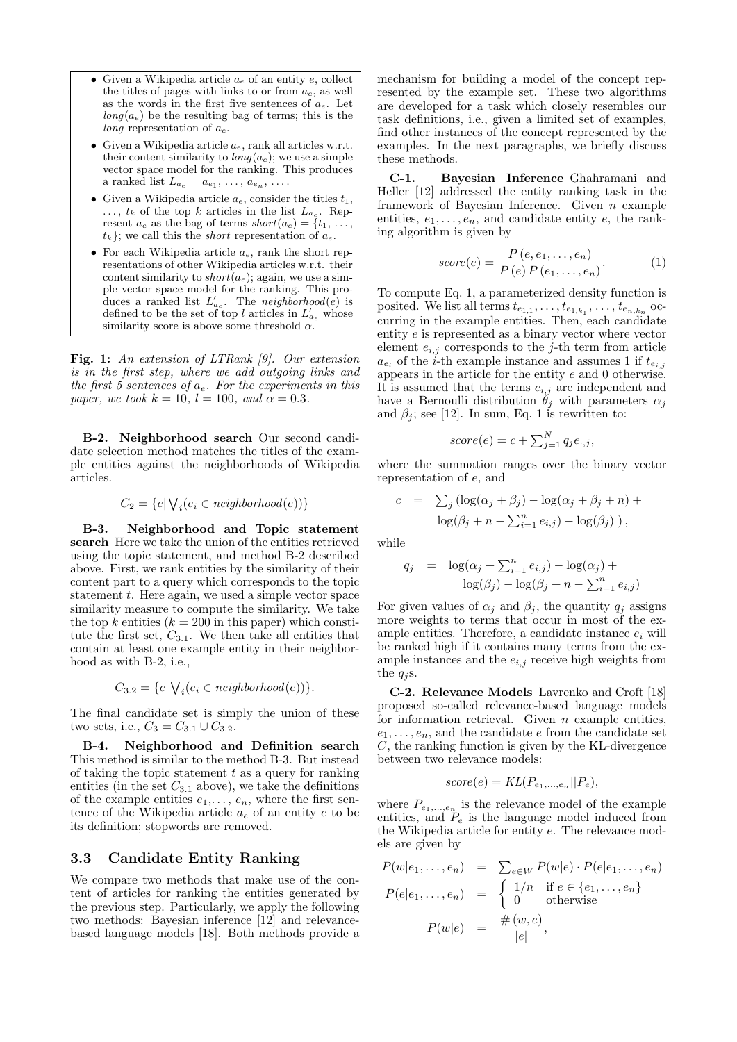- Given a Wikipedia article $a_e$ of an entity $e$, collect the titles of pages with links to or from $a_e$, as well as the words in the first five sentences of $a_e$. Let $long(a_e)$ be the resulting bag of terms; this is the *long* representation of $a_e$.
- Given a Wikipedia article $a_e$, rank all articles w.r.t. their content similarity to $long(a_e)$; we use a simple vector space model for the ranking. This produces a ranked list $L_{a_e} = a_{e_1}, \ldots, a_{e_n}, \ldots$.
- Given a Wikipedia article $a_e$, consider the titles $t_1, \ldots, t_k$ of the top $k$ articles in the list $L_{a_e}$. Represent $a_e$ as the bag of terms $short(a_e) = \{t_1, \ldots, t_k\}$; we call this the *short* representation of $a_e$.
- For each Wikipedia article $a_e$, rank the short representations of other Wikipedia articles w.r.t. their content similarity to $short(a_e)$; again, we use a simple vector space model for the ranking. This produces a ranked list $L'_{a_e}$. The $neighborhood(e)$ is defined to be the set of top $l$ articles in $L'_{a_e}$ whose similarity score is above some threshold $\alpha$.

**Fig. 1:** *An extension of LTRank [9]. Our extension is in the first step, where we add outgoing links and the first 5 sentences of $a_e$. For the experiments in this paper, we took $k = 10$, $l = 100$, and $\alpha = 0.3$.*

**B-2. Neighborhood search** Our second candidate selection method matches the titles of the example entities against the neighborhoods of Wikipedia articles.

$$C_2 = \{e | \bigvee_i (e_i \in neighborhood(e))\}$$

**B-3. Neighborhood and Topic statement search** Here we take the union of the entities retrieved using the topic statement, and method B-2 described above. First, we rank entities by the similarity of their content part to a query which corresponds to the topic statement $t$. Here again, we used a simple vector space similarity measure to compute the similarity. We take the top $k$ entities ($k = 200$ in this paper) which constitute the first set, $C_{3.1}$. We then take all entities that contain at least one example entity in their neighborhood as with B-2, i.e.,

$$C_{3.2} = \{e | \bigvee_i (e_i \in neighborhood(e))\}.$$

The final candidate set is simply the union of these two sets, i.e., $C_3 = C_{3.1} \cup C_{3.2}$.

**B-4. Neighborhood and Definition search** This method is similar to the method B-3. But instead of taking the topic statement $t$ as a query for ranking entities (in the set $C_{3.1}$ above), we take the definitions of the example entities $e_1, \ldots, e_n$, where the first sentence of the Wikipedia article $a_e$ of an entity $e$ to be its definition; stopwords are removed.

### 3.3 Candidate Entity Ranking

We compare two methods that make use of the content of articles for ranking the entities generated by the previous step. Particularly, we apply the following two methods: Bayesian inference [12] and relevance-based language models [18]. Both methods provide a mechanism for building a model of the concept represented by the example set. These two algorithms are developed for a task which closely resembles our task definitions, i.e., given a limited set of examples, find other instances of the concept represented by the examples. In the next paragraphs, we briefly discuss these methods.

**C-1. Bayesian Inference** Ghahramani and Heller [12] addressed the entity ranking task in the framework of Bayesian Inference. Given $n$ example entities, $e_1, \ldots, e_n$, and candidate entity $e$, the ranking algorithm is given by

$$score(e) = \frac{P(e, e_1, \ldots, e_n)}{P(e)\, P(e_1, \ldots, e_n)}. \tag{1}$$

To compute Eq. 1, a parameterized density function is posited. We list all terms $t_{e_{1,1}}, \ldots, t_{e_{1,k_1}}, \ldots, t_{e_{n,k_n}}$ occurring in the example entities. Then, each candidate entity $e$ is represented as a binary vector where vector element $e_{i,j}$ corresponds to the $j$-th term from article $a_{e_i}$ of the $i$-th example instance and assumes 1 if $t_{e_{i,j}}$ appears in the article for the entity $e$ and 0 otherwise. It is assumed that the terms $e_{i,j}$ are independent and have a Bernoulli distribution $\theta_j$ with parameters $\alpha_j$ and $\beta_j$; see [12]. In sum, Eq. 1 is rewritten to:

$$score(e) = c + \textstyle\sum_{j=1}^{N} q_j e_{\cdot,j},$$

where the summation ranges over the binary vector representation of $e$, and

$$\begin{aligned} c &= \textstyle\sum_j \left(\log(\alpha_j + \beta_j) - \log(\alpha_j + \beta_j + n) + \right. \\ &\quad \left. \log(\beta_j + n - \textstyle\sum_{i=1}^{n} e_{i,j}) - \log(\beta_j)\right), \end{aligned}$$

while

$$\begin{aligned} q_j &= \log(\alpha_j + \textstyle\sum_{i=1}^{n} e_{i,j}) - \log(\alpha_j) + \\ &\quad \log(\beta_j) - \log(\beta_j + n - \textstyle\sum_{i=1}^{n} e_{i,j}) \end{aligned}$$

For given values of $\alpha_j$ and $\beta_j$, the quantity $q_j$ assigns more weights to terms that occur in most of the example entities. Therefore, a candidate instance $e_i$ will be ranked high if it contains many terms from the example instances and the $e_{i,j}$ receive high weights from the $q_j$s.

**C-2. Relevance Models** Lavrenko and Croft [18] proposed so-called relevance-based language models for information retrieval. Given $n$ example entities, $e_1, \ldots, e_n$, and the candidate $e$ from the candidate set $C$, the ranking function is given by the KL-divergence between two relevance models:

$$score(e) = KL(P_{e_1,\ldots,e_n} || P_e),$$

where $P_{e_1,\ldots,e_n}$ is the relevance model of the example entities, and $P_e$ is the language model induced from the Wikipedia article for entity $e$. The relevance models are given by

$$\begin{aligned} P(w|e_1, \ldots, e_n) &= \textstyle\sum_{e \in W} P(w|e) \cdot P(e|e_1, \ldots, e_n) \\ P(e|e_1, \ldots, e_n) &= \begin{cases} 1/n & \text{if } e \in \{e_1, \ldots, e_n\} \\ 0 & \text{otherwise} \end{cases} \\ P(w|e) &= \frac{\#(w, e)}{|e|}, \end{aligned}$$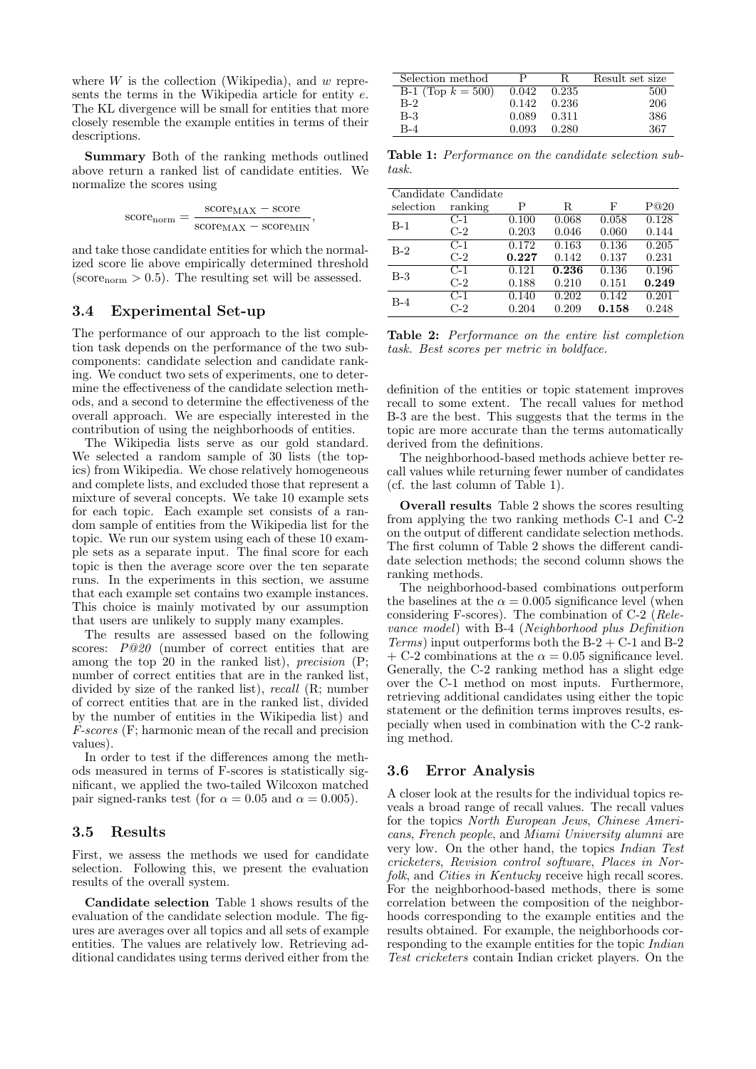where $W$ is the collection (Wikipedia), and $w$ represents the terms in the Wikipedia article for entity $e$. The KL divergence will be small for entities that more closely resemble the example entities in terms of their descriptions.

**Summary** Both of the ranking methods outlined above return a ranked list of candidate entities. We normalize the scores using

$$\text{score}_{\text{norm}} = \frac{\text{score}_{\text{MAX}} - \text{score}}{\text{score}_{\text{MAX}} - \text{score}_{\text{MIN}}},$$

and take those candidate entities for which the normalized score lie above empirically determined threshold ($\text{score}_{\text{norm}} > 0.5$). The resulting set will be assessed.

### 3.4 Experimental Set-up

The performance of our approach to the list completion task depends on the performance of the two subcomponents: candidate selection and candidate ranking. We conduct two sets of experiments, one to determine the effectiveness of the candidate selection methods, and a second to determine the effectiveness of the overall approach. We are especially interested in the contribution of using the neighborhoods of entities.

The Wikipedia lists serve as our gold standard. We selected a random sample of 30 lists (the topics) from Wikipedia. We chose relatively homogeneous and complete lists, and excluded those that represent a mixture of several concepts. We take 10 example sets for each topic. Each example set consists of a random sample of entities from the Wikipedia list for the topic. We run our system using each of these 10 example sets as a separate input. The final score for each topic is then the average score over the ten separate runs. In the experiments in this section, we assume that each example set contains two example instances. This choice is mainly motivated by our assumption that users are unlikely to supply many examples.

The results are assessed based on the following scores: *P@20* (number of correct entities that are among the top 20 in the ranked list), *precision* (P; number of correct entities that are in the ranked list, divided by size of the ranked list), *recall* (R; number of correct entities that are in the ranked list, divided by the number of entities in the Wikipedia list) and *F-scores* (F; harmonic mean of the recall and precision values).

In order to test if the differences among the methods measured in terms of F-scores is statistically significant, we applied the two-tailed Wilcoxon matched pair signed-ranks test (for $\alpha = 0.05$ and $\alpha = 0.005$).

### 3.5 Results

First, we assess the methods we used for candidate selection. Following this, we present the evaluation results of the overall system.

**Candidate selection** Table 1 shows results of the evaluation of the candidate selection module. The figures are averages over all topics and all sets of example entities. The values are relatively low. Retrieving additional candidates using terms derived either from the definition of the entities or topic statement improves recall to some extent. The recall values for method B-3 are the best. This suggests that the terms in the topic are more accurate than the terms automatically derived from the definitions.

The neighborhood-based methods achieve better recall values while returning fewer number of candidates (cf. the last column of Table 1).

| Selection method | P | R | Result set size |
|---|---|---|---|
| B-1 (Top $k = 500$) | 0.042 | 0.235 | 500 |
| B-2 | 0.142 | 0.236 | 206 |
| B-3 | 0.089 | 0.311 | 386 |
| B-4 | 0.093 | 0.280 | 367 |

**Table 1:** *Performance on the candidate selection subtask.*

| Candidate selection | Candidate ranking | P | R | F | P@20 |
|---|---|---|---|---|---|
| B-1 | C-1 | 0.100 | 0.068 | 0.058 | 0.128 |
| | C-2 | 0.203 | 0.046 | 0.060 | 0.144 |
| B-2 | C-1 | 0.172 | 0.163 | 0.136 | 0.205 |
| | C-2 | **0.227** | 0.142 | 0.137 | 0.231 |
| B-3 | C-1 | 0.121 | **0.236** | 0.136 | 0.196 |
| | C-2 | 0.188 | 0.210 | 0.151 | **0.249** |
| B-4 | C-1 | 0.140 | 0.202 | 0.142 | 0.201 |
| | C-2 | 0.204 | 0.209 | **0.158** | 0.248 |

**Table 2:** *Performance on the entire list completion task. Best scores per metric in boldface.*

**Overall results** Table 2 shows the scores resulting from applying the two ranking methods C-1 and C-2 on the output of different candidate selection methods. The first column of Table 2 shows the different candidate selection methods; the second column shows the ranking methods.

The neighborhood-based combinations outperform the baselines at the $\alpha = 0.005$ significance level (when considering F-scores). The combination of C-2 (*Relevance model*) with B-4 (*Neighborhood plus Definition Terms*) input outperforms both the B-2 + C-1 and B-2 + C-2 combinations at the $\alpha = 0.05$ significance level. Generally, the C-2 ranking method has a slight edge over the C-1 method on most inputs. Furthermore, retrieving additional candidates using either the topic statement or the definition terms improves results, especially when used in combination with the C-2 ranking method.

### 3.6 Error Analysis

A closer look at the results for the individual topics reveals a broad range of recall values. The recall values for the topics *North European Jews*, *Chinese Americans*, *French people*, and *Miami University alumni* are very low. On the other hand, the topics *Indian Test cricketers*, *Revision control software*, *Places in Norfolk*, and *Cities in Kentucky* receive high recall scores. For the neighborhood-based methods, there is some correlation between the composition of the neighborhoods corresponding to the example entities and the results obtained. For example, the neighborhoods corresponding to the example entities for the topic *Indian Test cricketers* contain Indian cricket players. On the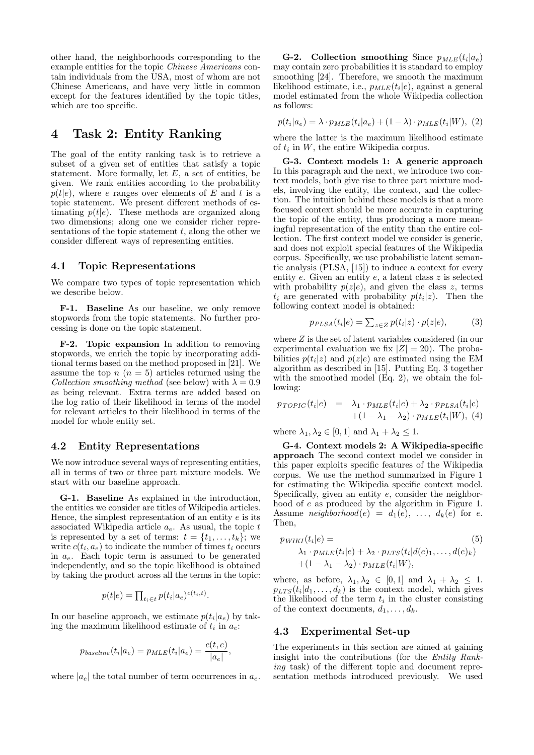other hand, the neighborhoods corresponding to the example entities for the topic *Chinese Americans* contain individuals from the USA, most of whom are not Chinese Americans, and have very little in common except for the features identified by the topic titles, which are too specific.

# 4 Task 2: Entity Ranking

The goal of the entity ranking task is to retrieve a subset of a given set of entities that satisfy a topic statement. More formally, let $E$, a set of entities, be given. We rank entities according to the probability $p(t|e)$, where $e$ ranges over elements of $E$ and $t$ is a topic statement. We present different methods of estimating $p(t|e)$. These methods are organized along two dimensions; along one we consider richer representations of the topic statement $t$, along the other we consider different ways of representing entities.

## 4.1 Topic Representations

We compare two types of topic representation which we describe below.

**F-1. Baseline** As our baseline, we only remove stopwords from the topic statements. No further processing is done on the topic statement.

**F-2. Topic expansion** In addition to removing stopwords, we enrich the topic by incorporating additional terms based on the method proposed in [21]. We assume the top $n$ ($n = 5$) articles returned using the *Collection smoothing method* (see below) with $\lambda = 0.9$ as being relevant. Extra terms are added based on the log ratio of their likelihood in terms of the model for relevant articles to their likelihood in terms of the model for whole entity set.

## 4.2 Entity Representations

We now introduce several ways of representing entities, all in terms of two or three part mixture models. We start with our baseline approach.

**G-1. Baseline** As explained in the introduction, the entities we consider are titles of Wikipedia articles. Hence, the simplest representation of an entity $e$ is its associated Wikipedia article $a_e$. As usual, the topic $t$ is represented by a set of terms: $t = \{t_1, \ldots, t_k\}$; we write $c(t_i, a_e)$ to indicate the number of times $t_i$ occurs in $a_e$. Each topic term is assumed to be generated independently, and so the topic likelihood is obtained by taking the product across all the terms in the topic:

$$p(t|e) = \prod_{t_i \in t} p(t_i|a_e)^{c(t_i,t)}.$$

In our baseline approach, we estimate $p(t_i|a_e)$ by taking the maximum likelihood estimate of $t_i$ in $a_e$:

$$p_{baseline}(t_i|a_e) = p_{MLE}(t_i|a_e) = \frac{c(t,e)}{|a_e|},$$

where $|a_e|$ the total number of term occurrences in $a_e$.

**G-2. Collection smoothing** Since $p_{MLE}(t_i|a_e)$ may contain zero probabilities it is standard to employ smoothing [24]. Therefore, we smooth the maximum likelihood estimate, i.e., $p_{MLE}(t_i|e)$, against a general model estimated from the whole Wikipedia collection as follows:

$$p(t_i|a_e) = \lambda \cdot p_{MLE}(t_i|a_e) + (1 - \lambda) \cdot p_{MLE}(t_i|W), \quad (2)$$

where the latter is the maximum likelihood estimate of $t_i$ in $W$, the entire Wikipedia corpus.

**G-3. Context models 1: A generic approach** In this paragraph and the next, we introduce two context models, both give rise to three part mixture models, involving the entity, the context, and the collection. The intuition behind these models is that a more focused context should be more accurate in capturing the topic of the entity, thus producing a more meaningful representation of the entity than the entire collection. The first context model we consider is generic, and does not exploit special features of the Wikipedia corpus. Specifically, we use probabilistic latent semantic analysis (PLSA, [15]) to induce a context for every entity $e$. Given an entity $e$, a latent class $z$ is selected with probability $p(z|e)$, and given the class $z$, terms $t_i$ are generated with probability $p(t_i|z)$. Then the following context model is obtained:

$$p_{PLSA}(t_i|e) = \sum_{z \in Z} p(t_i|z) \cdot p(z|e), \quad (3)$$

where $Z$ is the set of latent variables considered (in our experimental evaluation we fix $|Z| = 20$). The probabilities $p(t_i|z)$ and $p(z|e)$ are estimated using the EM algorithm as described in [15]. Putting Eq. 3 together with the smoothed model (Eq. 2), we obtain the following:

$$\begin{aligned} p_{TOPIC}(t_i|e) &= \lambda_1 \cdot p_{MLE}(t_i|e) + \lambda_2 \cdot p_{PLSA}(t_i|e) \\ &\quad + (1 - \lambda_1 - \lambda_2) \cdot p_{MLE}(t_i|W), \quad (4) \end{aligned}$$

where $\lambda_1, \lambda_2 \in [0, 1]$ and $\lambda_1 + \lambda_2 \leq 1$.

**G-4. Context models 2: A Wikipedia-specific approach** The second context model we consider in this paper exploits specific features of the Wikipedia corpus. We use the method summarized in Figure 1 for estimating the Wikipedia specific context model. Specifically, given an entity $e$, consider the neighborhood of $e$ as produced by the algorithm in Figure 1. Assume *neighborhood*$(e) = d_1(e), \ldots, d_k(e)$ for $e$. Then,

$$\begin{aligned} & p_{WIKI}(t_i|e) = \quad (5) \\ & \quad \lambda_1 \cdot p_{MLE}(t_i|e) + \lambda_2 \cdot p_{LTS}(t_i|d(e)_1, \ldots, d(e)_k) \\ & \quad + (1 - \lambda_1 - \lambda_2) \cdot p_{MLE}(t_i|W), \end{aligned}$$

where, as before, $\lambda_1, \lambda_2 \in [0, 1]$ and $\lambda_1 + \lambda_2 \leq 1$. $p_{LTS}(t_i|d_1, \ldots, d_k)$ is the context model, which gives the likelihood of the term $t_i$ in the cluster consisting of the context documents, $d_1, \ldots, d_k$.

## 4.3 Experimental Set-up

The experiments in this section are aimed at gaining insight into the contributions (for the *Entity Ranking* task) of the different topic and document representation methods introduced previously. We used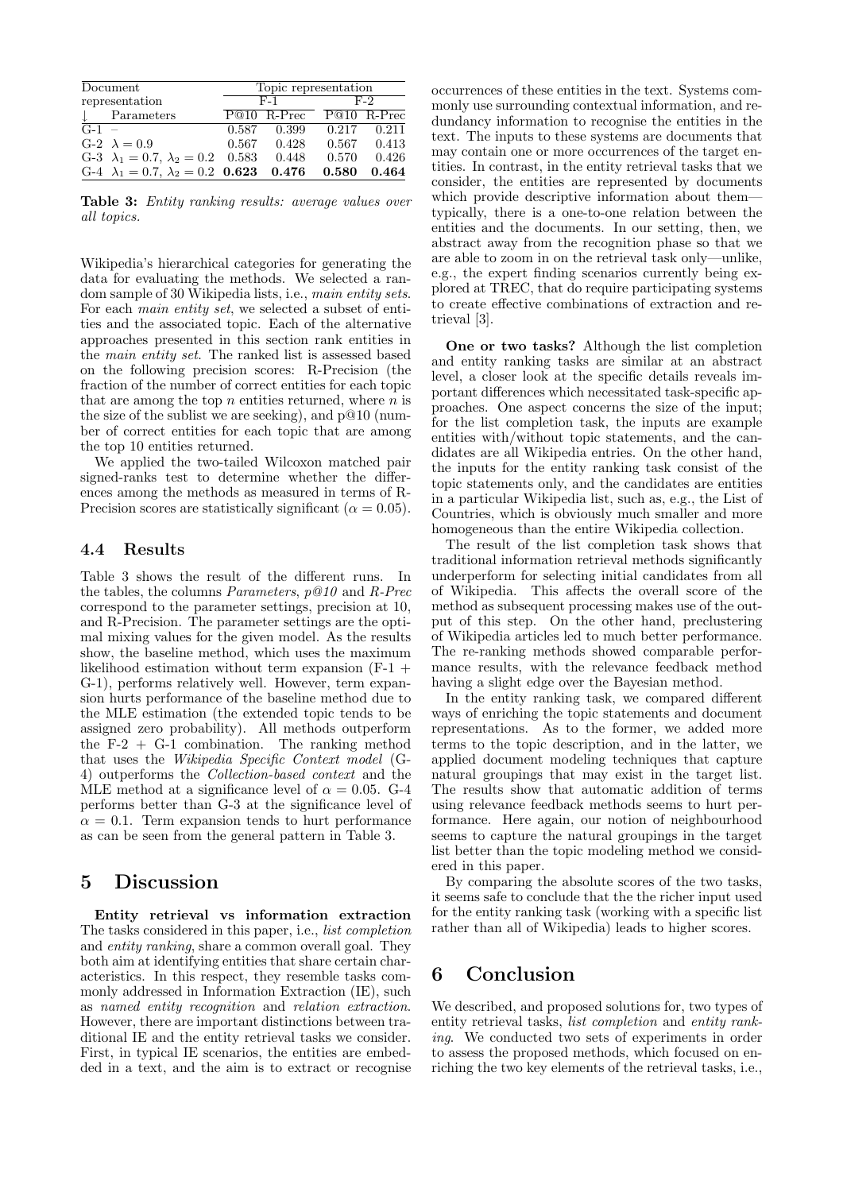| Document representation | | Topic representation | | | |
|---|---|---|---|---|---|
| | | F-1 | | F-2 | |
| ↓ | Parameters | P@10 | R-Prec | P@10 | R-Prec |
| G-1 | – | 0.587 | 0.399 | 0.217 | 0.211 |
| G-2 | $\lambda = 0.9$ | 0.567 | 0.428 | 0.567 | 0.413 |
| G-3 | $\lambda_1 = 0.7$, $\lambda_2 = 0.2$ | 0.583 | 0.448 | 0.570 | 0.426 |
| G-4 | $\lambda_1 = 0.7$, $\lambda_2 = 0.2$ | **0.623** | **0.476** | **0.580** | **0.464** |

**Table 3:** *Entity ranking results: average values over all topics.*

Wikipedia's hierarchical categories for generating the data for evaluating the methods. We selected a random sample of 30 Wikipedia lists, i.e., *main entity sets*. For each *main entity set*, we selected a subset of entities and the associated topic. Each of the alternative approaches presented in this section rank entities in the *main entity set*. The ranked list is assessed based on the following precision scores: R-Precision (the fraction of the number of correct entities for each topic that are among the top $n$ entities returned, where $n$ is the size of the sublist we are seeking), and p@10 (number of correct entities for each topic that are among the top 10 entities returned.

We applied the two-tailed Wilcoxon matched pair signed-ranks test to determine whether the differences among the methods as measured in terms of R-Precision scores are statistically significant ($\alpha = 0.05$).

### 4.4 Results

Table 3 shows the result of the different runs. In the tables, the columns *Parameters*, *p@10* and *R-Prec* correspond to the parameter settings, precision at 10, and R-Precision. The parameter settings are the optimal mixing values for the given model. As the results show, the baseline method, which uses the maximum likelihood estimation without term expansion (F-1 + G-1), performs relatively well. However, term expansion hurts performance of the baseline method due to the MLE estimation (the extended topic tends to be assigned zero probability). All methods outperform the F-2 + G-1 combination. The ranking method that uses the *Wikipedia Specific Context model* (G-4) outperforms the *Collection-based context* and the MLE method at a significance level of $\alpha = 0.05$. G-4 performs better than G-3 at the significance level of $\alpha = 0.1$. Term expansion tends to hurt performance as can be seen from the general pattern in Table 3.

## 5 Discussion

**Entity retrieval vs information extraction** The tasks considered in this paper, i.e., *list completion* and *entity ranking*, share a common overall goal. They both aim at identifying entities that share certain characteristics. In this respect, they resemble tasks commonly addressed in Information Extraction (IE), such as *named entity recognition* and *relation extraction*. However, there are important distinctions between traditional IE and the entity retrieval tasks we consider. First, in typical IE scenarios, the entities are embedded in a text, and the aim is to extract or recognise occurrences of these entities in the text. Systems commonly use surrounding contextual information, and redundancy information to recognise the entities in the text. The inputs to these systems are documents that may contain one or more occurrences of the target entities. In contrast, in the entity retrieval tasks that we consider, the entities are represented by documents which provide descriptive information about them—typically, there is a one-to-one relation between the entities and the documents. In our setting, then, we abstract away from the recognition phase so that we are able to zoom in on the retrieval task only—unlike, e.g., the expert finding scenarios currently being explored at TREC, that do require participating systems to create effective combinations of extraction and retrieval [3].

**One or two tasks?** Although the list completion and entity ranking tasks are similar at an abstract level, a closer look at the specific details reveals important differences which necessitated task-specific approaches. One aspect concerns the size of the input; for the list completion task, the inputs are example entities with/without topic statements, and the candidates are all Wikipedia entries. On the other hand, the inputs for the entity ranking task consist of the topic statements only, and the candidates are entities in a particular Wikipedia list, such as, e.g., the List of Countries, which is obviously much smaller and more homogeneous than the entire Wikipedia collection.

The result of the list completion task shows that traditional information retrieval methods significantly underperform for selecting initial candidates from all of Wikipedia. This affects the overall score of the method as subsequent processing makes use of the output of this step. On the other hand, preclustering of Wikipedia articles led to much better performance. The re-ranking methods showed comparable performance results, with the relevance feedback method having a slight edge over the Bayesian method.

In the entity ranking task, we compared different ways of enriching the topic statements and document representations. As to the former, we added more terms to the topic description, and in the latter, we applied document modeling techniques that capture natural groupings that may exist in the target list. The results show that automatic addition of terms using relevance feedback methods seems to hurt performance. Here again, our notion of neighbourhood seems to capture the natural groupings in the target list better than the topic modeling method we considered in this paper.

By comparing the absolute scores of the two tasks, it seems safe to conclude that the the richer input used for the entity ranking task (working with a specific list rather than all of Wikipedia) leads to higher scores.

## 6 Conclusion

We described, and proposed solutions for, two types of entity retrieval tasks, *list completion* and *entity ranking*. We conducted two sets of experiments in order to assess the proposed methods, which focused on enriching the two key elements of the retrieval tasks, i.e.,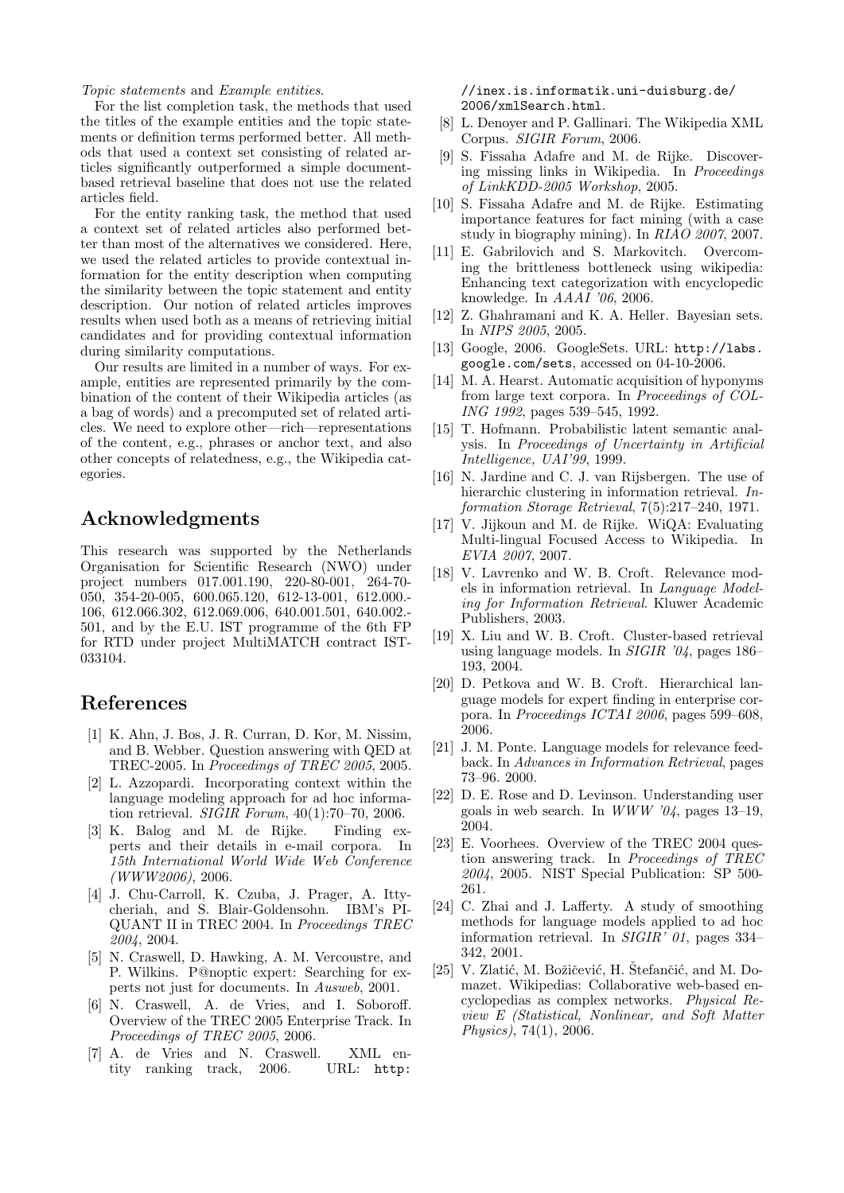*Topic statements* and *Example entities*.

For the list completion task, the methods that used the titles of the example entities and the topic statements or definition terms performed better. All methods that used a context set consisting of related articles significantly outperformed a simple document-based retrieval baseline that does not use the related articles field.

For the entity ranking task, the method that used a context set of related articles also performed better than most of the alternatives we considered. Here, we used the related articles to provide contextual information for the entity description when computing the similarity between the topic statement and entity description. Our notion of related articles improves results when used both as a means of retrieving initial candidates and for providing contextual information during similarity computations.

Our results are limited in a number of ways. For example, entities are represented primarily by the combination of the content of their Wikipedia articles (as a bag of words) and a precomputed set of related articles. We need to explore other—rich—representations of the content, e.g., phrases or anchor text, and also other concepts of relatedness, e.g., the Wikipedia categories.

## Acknowledgments

This research was supported by the Netherlands Organisation for Scientific Research (NWO) under project numbers 017.001.190, 220-80-001, 264-70-050, 354-20-005, 600.065.120, 612-13-001, 612.000.-106, 612.066.302, 612.069.006, 640.001.501, 640.002.-501, and by the E.U. IST programme of the 6th FP for RTD under project MultiMATCH contract IST-033104.

## References

[1] K. Ahn, J. Bos, J. R. Curran, D. Kor, M. Nissim, and B. Webber. Question answering with QED at TREC-2005. In *Proceedings of TREC 2005*, 2005.

[2] L. Azzopardi. Incorporating context within the language modeling approach for ad hoc information retrieval. *SIGIR Forum*, 40(1):70–70, 2006.

[3] K. Balog and M. de Rijke. Finding experts and their details in e-mail corpora. In *15th International World Wide Web Conference (WWW2006)*, 2006.

[4] J. Chu-Carroll, K. Czuba, J. Prager, A. Ittycheriah, and S. Blair-Goldensohn. IBM's PIQUANT II in TREC 2004. In *Proceedings TREC 2004*, 2004.

[5] N. Craswell, D. Hawking, A. M. Vercoustre, and P. Wilkins. P@noptic expert: Searching for experts not just for documents. In *Ausweb*, 2001.

[6] N. Craswell, A. de Vries, and I. Soboroff. Overview of the TREC 2005 Enterprise Track. In *Proceedings of TREC 2005*, 2006.

[7] A. de Vries and N. Craswell. XML entity ranking track, 2006. URL: `http://inex.is.informatik.uni-duisburg.de/2006/xmlSearch.html`.

[8] L. Denoyer and P. Gallinari. The Wikipedia XML Corpus. *SIGIR Forum*, 2006.

[9] S. Fissaha Adafre and M. de Rijke. Discovering missing links in Wikipedia. In *Proceedings of LinkKDD-2005 Workshop*, 2005.

[10] S. Fissaha Adafre and M. de Rijke. Estimating importance features for fact mining (with a case study in biography mining). In *RIAO 2007*, 2007.

[11] E. Gabrilovich and S. Markovitch. Overcoming the brittleness bottleneck using wikipedia: Enhancing text categorization with encyclopedic knowledge. In *AAAI '06*, 2006.

[12] Z. Ghahramani and K. A. Heller. Bayesian sets. In *NIPS 2005*, 2005.

[13] Google, 2006. GoogleSets. URL: `http://labs.google.com/sets`, accessed on 04-10-2006.

[14] M. A. Hearst. Automatic acquisition of hyponyms from large text corpora. In *Proceedings of COLING 1992*, pages 539–545, 1992.

[15] T. Hofmann. Probabilistic latent semantic analysis. In *Proceedings of Uncertainty in Artificial Intelligence, UAI'99*, 1999.

[16] N. Jardine and C. J. van Rijsbergen. The use of hierarchic clustering in information retrieval. *Information Storage Retrieval*, 7(5):217–240, 1971.

[17] V. Jijkoun and M. de Rijke. WiQA: Evaluating Multi-lingual Focused Access to Wikipedia. In *EVIA 2007*, 2007.

[18] V. Lavrenko and W. B. Croft. Relevance models in information retrieval. In *Language Modeling for Information Retrieval*. Kluwer Academic Publishers, 2003.

[19] X. Liu and W. B. Croft. Cluster-based retrieval using language models. In *SIGIR '04*, pages 186–193, 2004.

[20] D. Petkova and W. B. Croft. Hierarchical language models for expert finding in enterprise corpora. In *Proceedings ICTAI 2006*, pages 599–608, 2006.

[21] J. M. Ponte. Language models for relevance feedback. In *Advances in Information Retrieval*, pages 73–96. 2000.

[22] D. E. Rose and D. Levinson. Understanding user goals in web search. In *WWW '04*, pages 13–19, 2004.

[23] E. Voorhees. Overview of the TREC 2004 question answering track. In *Proceedings of TREC 2004*, 2005. NIST Special Publication: SP 500-261.

[24] C. Zhai and J. Lafferty. A study of smoothing methods for language models applied to ad hoc information retrieval. In *SIGIR' 01*, pages 334–342, 2001.

[25] V. Zlatić, M. Božičević, H. Štefančić, and M. Domazet. Wikipedias: Collaborative web-based encyclopedias as complex networks. *Physical Review E (Statistical, Nonlinear, and Soft Matter Physics)*, 74(1), 2006.